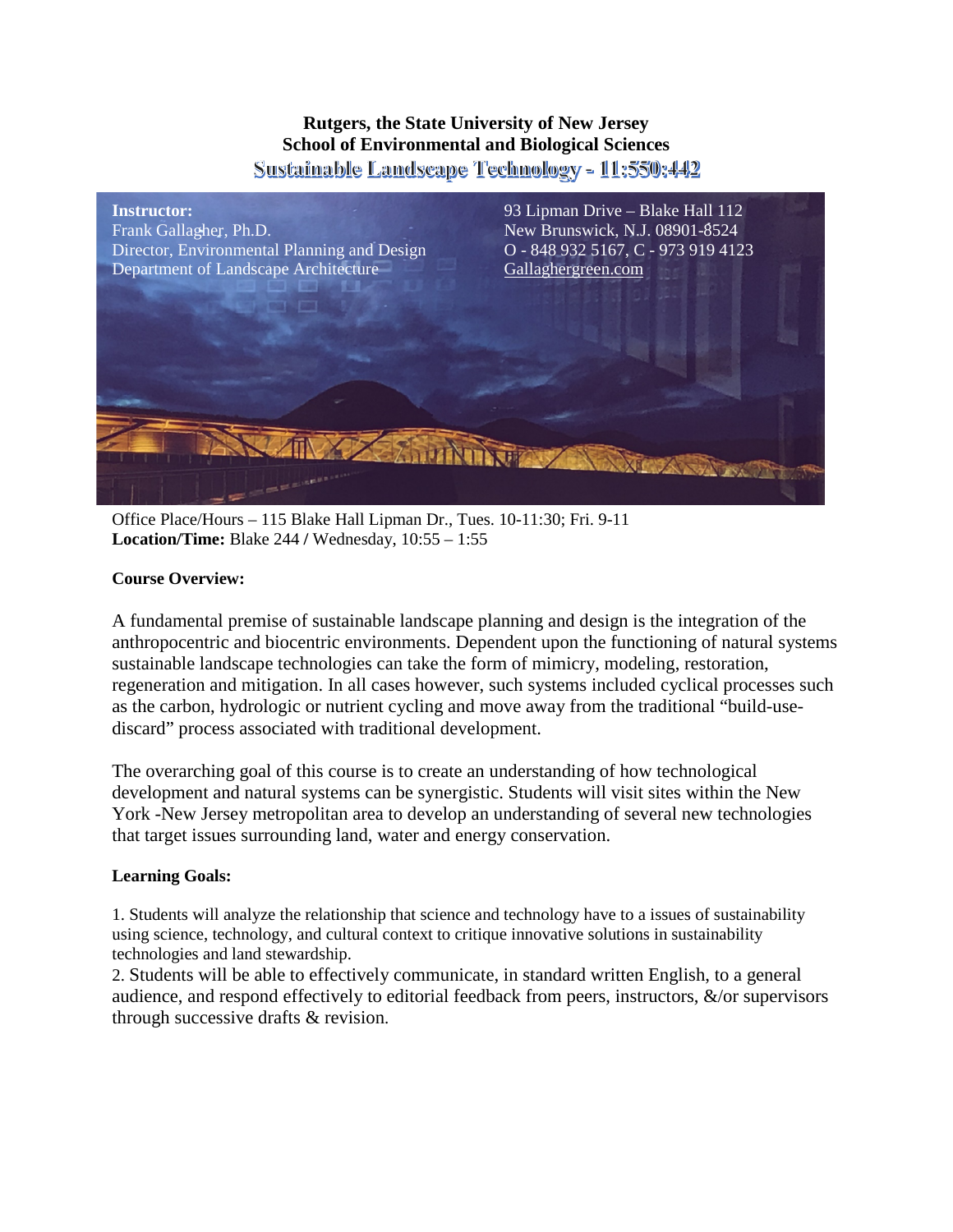**Rutgers, the State University of New Jersey**
**School of Environmental and Biological Sciences**

# Sustainable Landscape Technology - 11:550:442

**Instructor:**
Frank Gallagher, Ph.D.
Director, Environmental Planning and Design
Department of Landscape Architecture

93 Lipman Drive – Blake Hall 112
New Brunswick, N.J. 08901-8524
O - 848 932 5167, C - 973 919 4123
Gallaghergreen.com

Office Place/Hours – 115 Blake Hall Lipman Dr., Tues. 10-11:30; Fri. 9-11
**Location/Time:** Blake 244 **/** Wednesday, 10:55 – 1:55

**Course Overview:**

A fundamental premise of sustainable landscape planning and design is the integration of the anthropocentric and biocentric environments. Dependent upon the functioning of natural systems sustainable landscape technologies can take the form of mimicry, modeling, restoration, regeneration and mitigation. In all cases however, such systems included cyclical processes such as the carbon, hydrologic or nutrient cycling and move away from the traditional "build-use-discard" process associated with traditional development.

The overarching goal of this course is to create an understanding of how technological development and natural systems can be synergistic. Students will visit sites within the New York -New Jersey metropolitan area to develop an understanding of several new technologies that target issues surrounding land, water and energy conservation.

**Learning Goals:**

1. Students will analyze the relationship that science and technology have to a issues of sustainability using science, technology, and cultural context to critique innovative solutions in sustainability technologies and land stewardship.
2. Students will be able to effectively communicate, in standard written English, to a general audience, and respond effectively to editorial feedback from peers, instructors, &/or supervisors through successive drafts & revision.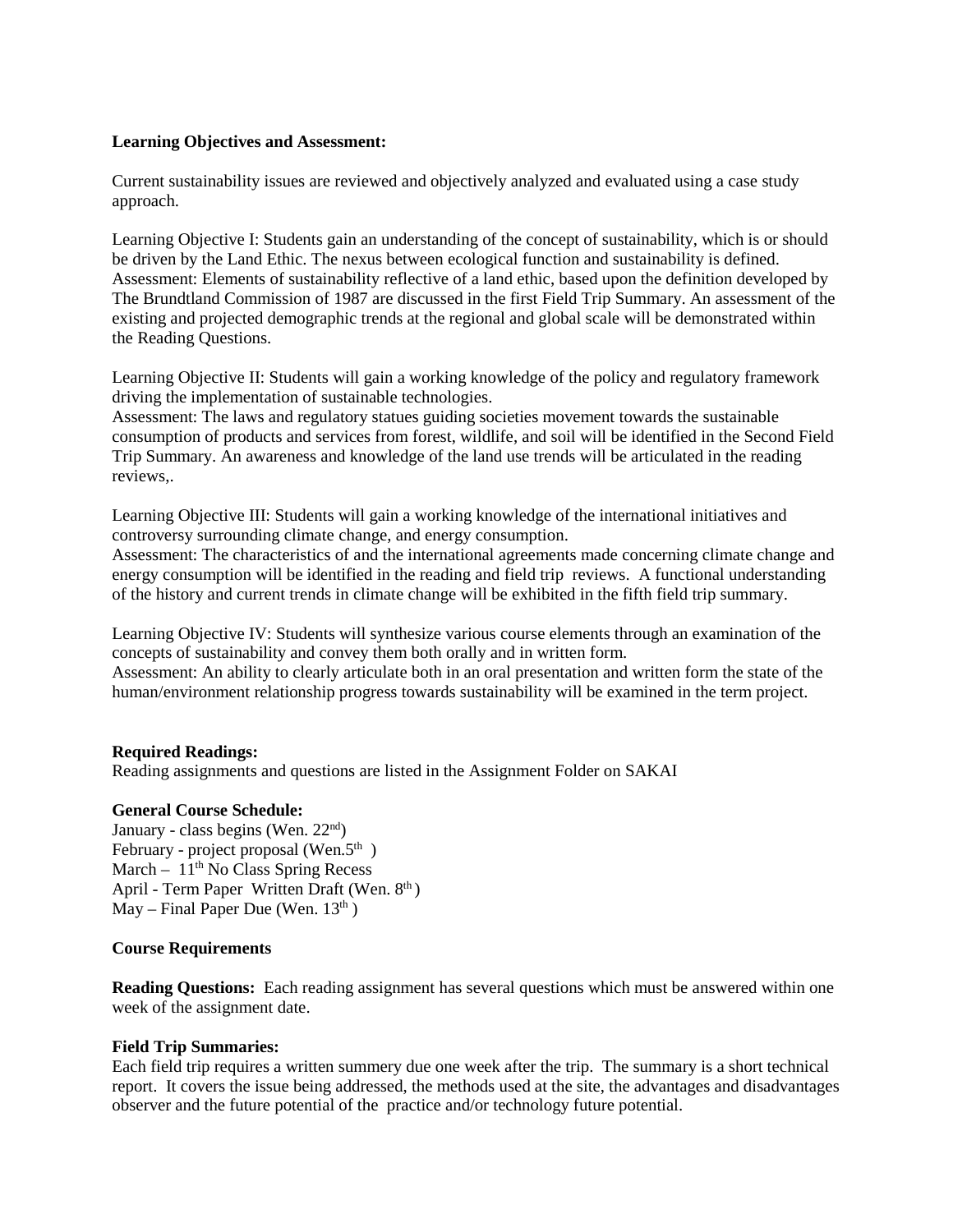**Learning Objectives and Assessment:**

Current sustainability issues are reviewed and objectively analyzed and evaluated using a case study approach.

Learning Objective I: Students gain an understanding of the concept of sustainability, which is or should be driven by the Land Ethic. The nexus between ecological function and sustainability is defined.
Assessment: Elements of sustainability reflective of a land ethic, based upon the definition developed by The Brundtland Commission of 1987 are discussed in the first Field Trip Summary. An assessment of the existing and projected demographic trends at the regional and global scale will be demonstrated within the Reading Questions.

Learning Objective II: Students will gain a working knowledge of the policy and regulatory framework driving the implementation of sustainable technologies.
Assessment: The laws and regulatory statues guiding societies movement towards the sustainable consumption of products and services from forest, wildlife, and soil will be identified in the Second Field Trip Summary. An awareness and knowledge of the land use trends will be articulated in the reading reviews,.

Learning Objective III: Students will gain a working knowledge of the international initiatives and controversy surrounding climate change, and energy consumption.
Assessment: The characteristics of and the international agreements made concerning climate change and energy consumption will be identified in the reading and field trip reviews. A functional understanding of the history and current trends in climate change will be exhibited in the fifth field trip summary.

Learning Objective IV: Students will synthesize various course elements through an examination of the concepts of sustainability and convey them both orally and in written form.
Assessment: An ability to clearly articulate both in an oral presentation and written form the state of the human/environment relationship progress towards sustainability will be examined in the term project.

**Required Readings:**
Reading assignments and questions are listed in the Assignment Folder on SAKAI

**General Course Schedule:**
January - class begins (Wen. 22nd)
February - project proposal (Wen.5th )
March – 11th No Class Spring Recess
April - Term Paper Written Draft (Wen. 8th )
May – Final Paper Due (Wen. 13th )

**Course Requirements**

**Reading Questions:** Each reading assignment has several questions which must be answered within one week of the assignment date.

**Field Trip Summaries:**
Each field trip requires a written summery due one week after the trip. The summary is a short technical report. It covers the issue being addressed, the methods used at the site, the advantages and disadvantages observer and the future potential of the practice and/or technology future potential.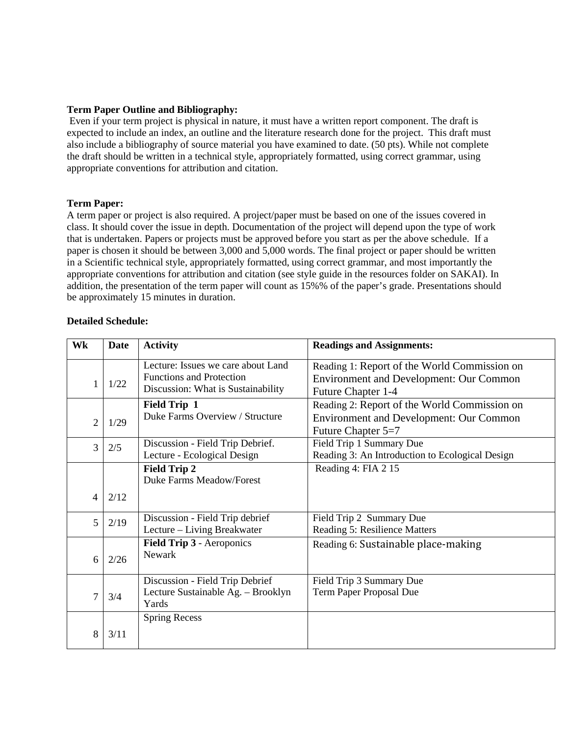**Term Paper Outline and Bibliography:**

Even if your term project is physical in nature, it must have a written report component. The draft is expected to include an index, an outline and the literature research done for the project. This draft must also include a bibliography of source material you have examined to date. (50 pts). While not complete the draft should be written in a technical style, appropriately formatted, using correct grammar, using appropriate conventions for attribution and citation.

**Term Paper:**

A term paper or project is also required. A project/paper must be based on one of the issues covered in class. It should cover the issue in depth. Documentation of the project will depend upon the type of work that is undertaken. Papers or projects must be approved before you start as per the above schedule. If a paper is chosen it should be between 3,000 and 5,000 words. The final project or paper should be written in a Scientific technical style, appropriately formatted, using correct grammar, and most importantly the appropriate conventions for attribution and citation (see style guide in the resources folder on SAKAI). In addition, the presentation of the term paper will count as 15%% of the paper's grade. Presentations should be approximately 15 minutes in duration.

**Detailed Schedule:**

| Wk | Date | Activity | Readings and Assignments: |
|---|---|---|---|
| 1 | 1/22 | Lecture: Issues we care about Land Functions and Protection<br>Discussion: What is Sustainability | Reading 1: Report of the World Commission on Environment and Development: Our Common Future Chapter 1-4 |
| 2 | 1/29 | **Field Trip 1**<br>Duke Farms Overview / Structure | Reading 2: Report of the World Commission on Environment and Development: Our Common Future Chapter 5=7 |
| 3 | 2/5 | Discussion - Field Trip Debrief.<br>Lecture - Ecological Design | Field Trip 1 Summary Due<br>Reading 3: An Introduction to Ecological Design |
| 4 | 2/12 | **Field Trip 2**<br>Duke Farms Meadow/Forest | Reading 4: FIA 2 15 |
| 5 | 2/19 | Discussion - Field Trip debrief<br>Lecture – Living Breakwater | Field Trip 2 Summary Due<br>Reading 5: Resilience Matters |
| 6 | 2/26 | **Field Trip 3** - Aeroponics<br>Newark | Reading 6: Sustainable place-making |
| 7 | 3/4 | Discussion - Field Trip Debrief<br>Lecture Sustainable Ag. – Brooklyn Yards | Field Trip 3 Summary Due<br>Term Paper Proposal Due |
| 8 | 3/11 | Spring Recess | |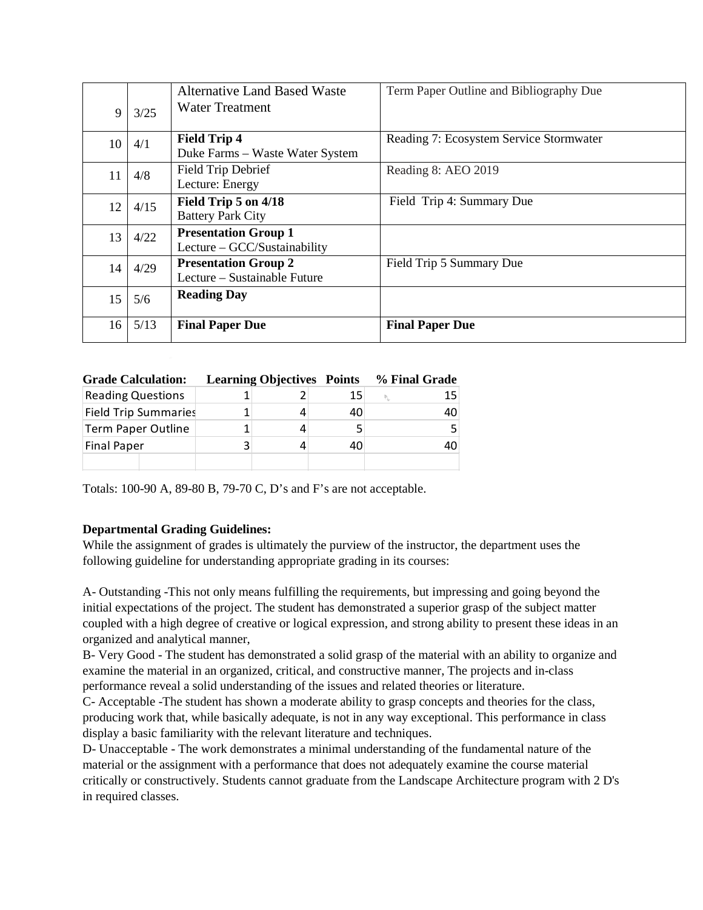| | | | |
|---|---|---|---|
| 9 | 3/25 | Alternative Land Based Waste Water Treatment | Term Paper Outline and Bibliography Due |
| 10 | 4/1 | **Field Trip 4** Duke Farms – Waste Water System | Reading 7: Ecosystem Service Stormwater |
| 11 | 4/8 | Field Trip Debrief Lecture: Energy | Reading 8: AEO 2019 |
| 12 | 4/15 | **Field Trip 5 on 4/18** Battery Park City | Field Trip 4: Summary Due |
| 13 | 4/22 | **Presentation Group 1** Lecture – GCC/Sustainability | |
| 14 | 4/29 | **Presentation Group 2** Lecture – Sustainable Future | Field Trip 5 Summary Due |
| 15 | 5/6 | **Reading Day** | |
| 16 | 5/13 | **Final Paper Due** | **Final Paper Due** |

| **Grade Calculation:** | **Learning Objectives** | | **Points** | **% Final Grade** |
|---|---|---|---|---|
| Reading Questions | 1 | 2 | 15 | 15 |
| Field Trip Summaries | 1 | 4 | 40 | 40 |
| Term Paper Outline | 1 | 4 | 5 | 5 |
| Final Paper | 3 | 4 | 40 | 40 |

Totals: 100-90 A, 89-80 B, 79-70 C, D's and F's are not acceptable.

**Departmental Grading Guidelines:**

While the assignment of grades is ultimately the purview of the instructor, the department uses the following guideline for understanding appropriate grading in its courses:

A- Outstanding -This not only means fulfilling the requirements, but impressing and going beyond the initial expectations of the project. The student has demonstrated a superior grasp of the subject matter coupled with a high degree of creative or logical expression, and strong ability to present these ideas in an organized and analytical manner,

B- Very Good - The student has demonstrated a solid grasp of the material with an ability to organize and examine the material in an organized, critical, and constructive manner, The projects and in-class performance reveal a solid understanding of the issues and related theories or literature.

C- Acceptable -The student has shown a moderate ability to grasp concepts and theories for the class, producing work that, while basically adequate, is not in any way exceptional. This performance in class display a basic familiarity with the relevant literature and techniques.

D- Unacceptable - The work demonstrates a minimal understanding of the fundamental nature of the material or the assignment with a performance that does not adequately examine the course material critically or constructively. Students cannot graduate from the Landscape Architecture program with 2 D's in required classes.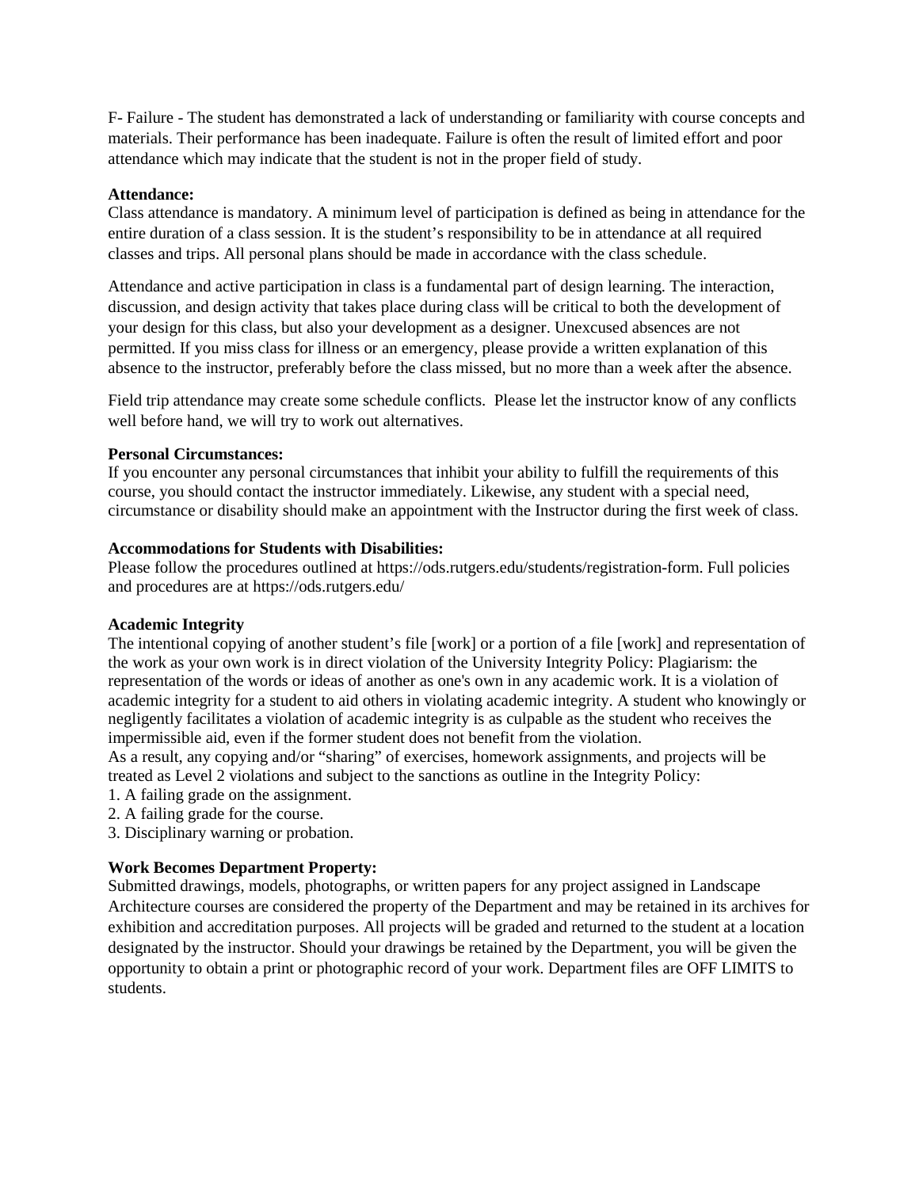F- Failure - The student has demonstrated a lack of understanding or familiarity with course concepts and materials. Their performance has been inadequate. Failure is often the result of limited effort and poor attendance which may indicate that the student is not in the proper field of study.

**Attendance:**
Class attendance is mandatory. A minimum level of participation is defined as being in attendance for the entire duration of a class session. It is the student's responsibility to be in attendance at all required classes and trips. All personal plans should be made in accordance with the class schedule.

Attendance and active participation in class is a fundamental part of design learning. The interaction, discussion, and design activity that takes place during class will be critical to both the development of your design for this class, but also your development as a designer. Unexcused absences are not permitted. If you miss class for illness or an emergency, please provide a written explanation of this absence to the instructor, preferably before the class missed, but no more than a week after the absence.

Field trip attendance may create some schedule conflicts. Please let the instructor know of any conflicts well before hand, we will try to work out alternatives.

**Personal Circumstances:**
If you encounter any personal circumstances that inhibit your ability to fulfill the requirements of this course, you should contact the instructor immediately. Likewise, any student with a special need, circumstance or disability should make an appointment with the Instructor during the first week of class.

**Accommodations for Students with Disabilities:**
Please follow the procedures outlined at https://ods.rutgers.edu/students/registration-form. Full policies and procedures are at https://ods.rutgers.edu/

**Academic Integrity**
The intentional copying of another student's file [work] or a portion of a file [work] and representation of the work as your own work is in direct violation of the University Integrity Policy: Plagiarism: the representation of the words or ideas of another as one's own in any academic work. It is a violation of academic integrity for a student to aid others in violating academic integrity. A student who knowingly or negligently facilitates a violation of academic integrity is as culpable as the student who receives the impermissible aid, even if the former student does not benefit from the violation.
As a result, any copying and/or "sharing" of exercises, homework assignments, and projects will be treated as Level 2 violations and subject to the sanctions as outline in the Integrity Policy:

1. A failing grade on the assignment.
2. A failing grade for the course.
3. Disciplinary warning or probation.

**Work Becomes Department Property:**
Submitted drawings, models, photographs, or written papers for any project assigned in Landscape Architecture courses are considered the property of the Department and may be retained in its archives for exhibition and accreditation purposes. All projects will be graded and returned to the student at a location designated by the instructor. Should your drawings be retained by the Department, you will be given the opportunity to obtain a print or photographic record of your work. Department files are OFF LIMITS to students.